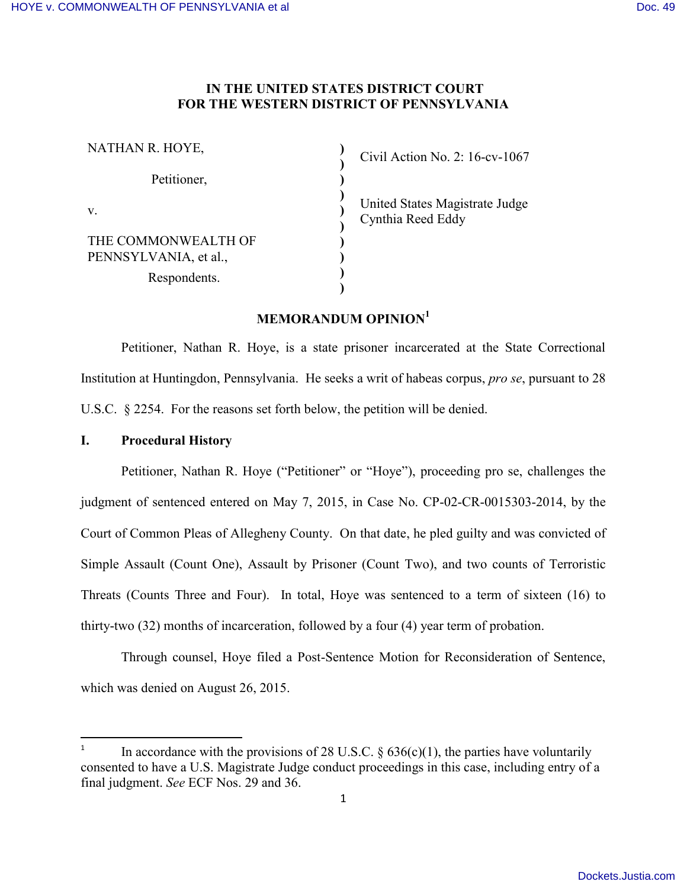# IN THE UNITED STATES DISTRICT COURT
# FOR THE WESTERN DISTRICT OF PENNSYLVANIA

| | | |
|---|---|---|
| NATHAN R. HOYE, | ) | Civil Action No. 2: 16-cv-1067 |
| Petitioner, | ) | |
| v. | ) | United States Magistrate Judge Cynthia Reed Eddy |
| THE COMMONWEALTH OF PENNSYLVANIA, et al., | ) | |
| Respondents. | ) | |

## MEMORANDUM OPINION[1]

Petitioner, Nathan R. Hoye, is a state prisoner incarcerated at the State Correctional Institution at Huntingdon, Pennsylvania. He seeks a writ of habeas corpus, *pro se*, pursuant to 28 U.S.C. § 2254. For the reasons set forth below, the petition will be denied.

## I. Procedural History

Petitioner, Nathan R. Hoye ("Petitioner" or "Hoye"), proceeding pro se, challenges the judgment of sentenced entered on May 7, 2015, in Case No. CP-02-CR-0015303-2014, by the Court of Common Pleas of Allegheny County. On that date, he pled guilty and was convicted of Simple Assault (Count One), Assault by Prisoner (Count Two), and two counts of Terroristic Threats (Counts Three and Four). In total, Hoye was sentenced to a term of sixteen (16) to thirty-two (32) months of incarceration, followed by a four (4) year term of probation.

Through counsel, Hoye filed a Post-Sentence Motion for Reconsideration of Sentence, which was denied on August 26, 2015.

---

[1] In accordance with the provisions of 28 U.S.C. § 636(c)(1), the parties have voluntarily consented to have a U.S. Magistrate Judge conduct proceedings in this case, including entry of a final judgment. *See* ECF Nos. 29 and 36.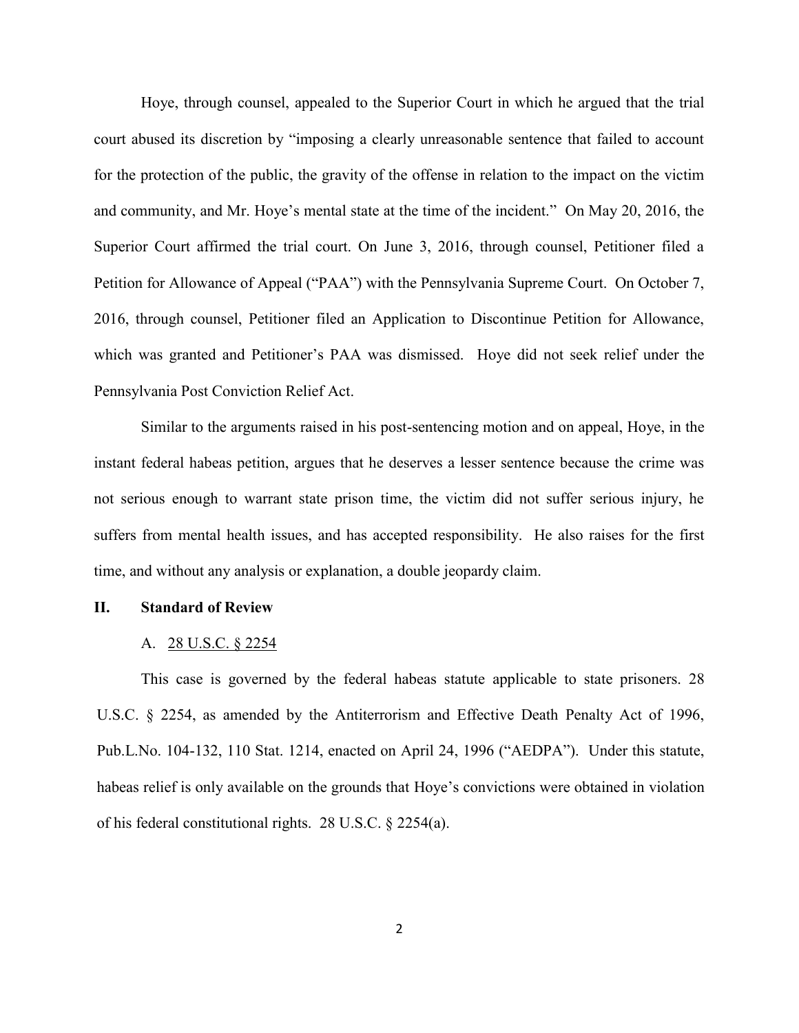Hoye, through counsel, appealed to the Superior Court in which he argued that the trial court abused its discretion by "imposing a clearly unreasonable sentence that failed to account for the protection of the public, the gravity of the offense in relation to the impact on the victim and community, and Mr. Hoye's mental state at the time of the incident." On May 20, 2016, the Superior Court affirmed the trial court. On June 3, 2016, through counsel, Petitioner filed a Petition for Allowance of Appeal ("PAA") with the Pennsylvania Supreme Court. On October 7, 2016, through counsel, Petitioner filed an Application to Discontinue Petition for Allowance, which was granted and Petitioner's PAA was dismissed. Hoye did not seek relief under the Pennsylvania Post Conviction Relief Act.

Similar to the arguments raised in his post-sentencing motion and on appeal, Hoye, in the instant federal habeas petition, argues that he deserves a lesser sentence because the crime was not serious enough to warrant state prison time, the victim did not suffer serious injury, he suffers from mental health issues, and has accepted responsibility. He also raises for the first time, and without any analysis or explanation, a double jeopardy claim.

## II. Standard of Review

### A. 28 U.S.C. § 2254

This case is governed by the federal habeas statute applicable to state prisoners. 28 U.S.C. § 2254, as amended by the Antiterrorism and Effective Death Penalty Act of 1996, Pub.L.No. 104-132, 110 Stat. 1214, enacted on April 24, 1996 ("AEDPA"). Under this statute, habeas relief is only available on the grounds that Hoye's convictions were obtained in violation of his federal constitutional rights. 28 U.S.C. § 2254(a).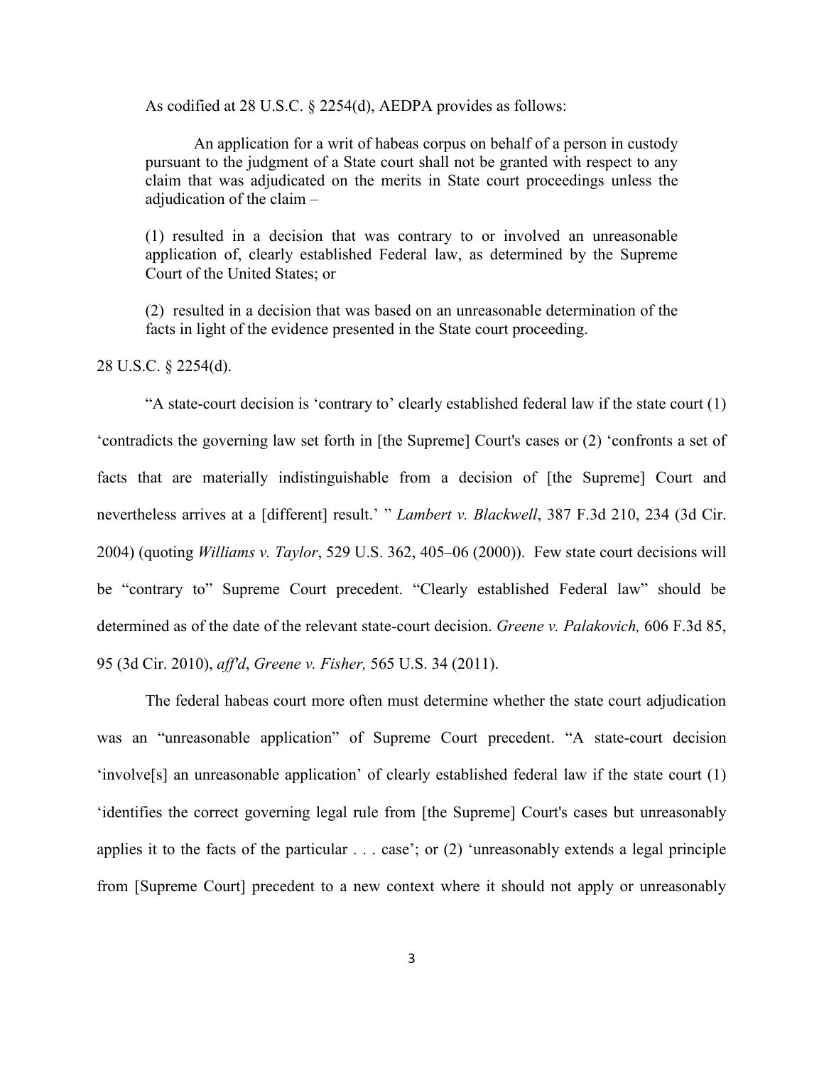As codified at 28 U.S.C. § 2254(d), AEDPA provides as follows:

> An application for a writ of habeas corpus on behalf of a person in custody pursuant to the judgment of a State court shall not be granted with respect to any claim that was adjudicated on the merits in State court proceedings unless the adjudication of the claim –
>
> (1) resulted in a decision that was contrary to or involved an unreasonable application of, clearly established Federal law, as determined by the Supreme Court of the United States; or
>
> (2) resulted in a decision that was based on an unreasonable determination of the facts in light of the evidence presented in the State court proceeding.

28 U.S.C. § 2254(d).

"A state-court decision is 'contrary to' clearly established federal law if the state court (1) 'contradicts the governing law set forth in [the Supreme] Court's cases or (2) 'confronts a set of facts that are materially indistinguishable from a decision of [the Supreme] Court and nevertheless arrives at a [different] result.' " *Lambert v. Blackwell*, 387 F.3d 210, 234 (3d Cir. 2004) (quoting *Williams v. Taylor*, 529 U.S. 362, 405–06 (2000)). Few state court decisions will be "contrary to" Supreme Court precedent. "Clearly established Federal law" should be determined as of the date of the relevant state-court decision. *Greene v. Palakovich,* 606 F.3d 85, 95 (3d Cir. 2010), *aff'd*, *Greene v. Fisher,* 565 U.S. 34 (2011).

The federal habeas court more often must determine whether the state court adjudication was an "unreasonable application" of Supreme Court precedent. "A state-court decision 'involve[s] an unreasonable application' of clearly established federal law if the state court (1) 'identifies the correct governing legal rule from [the Supreme] Court's cases but unreasonably applies it to the facts of the particular . . . case'; or (2) 'unreasonably extends a legal principle from [Supreme Court] precedent to a new context where it should not apply or unreasonably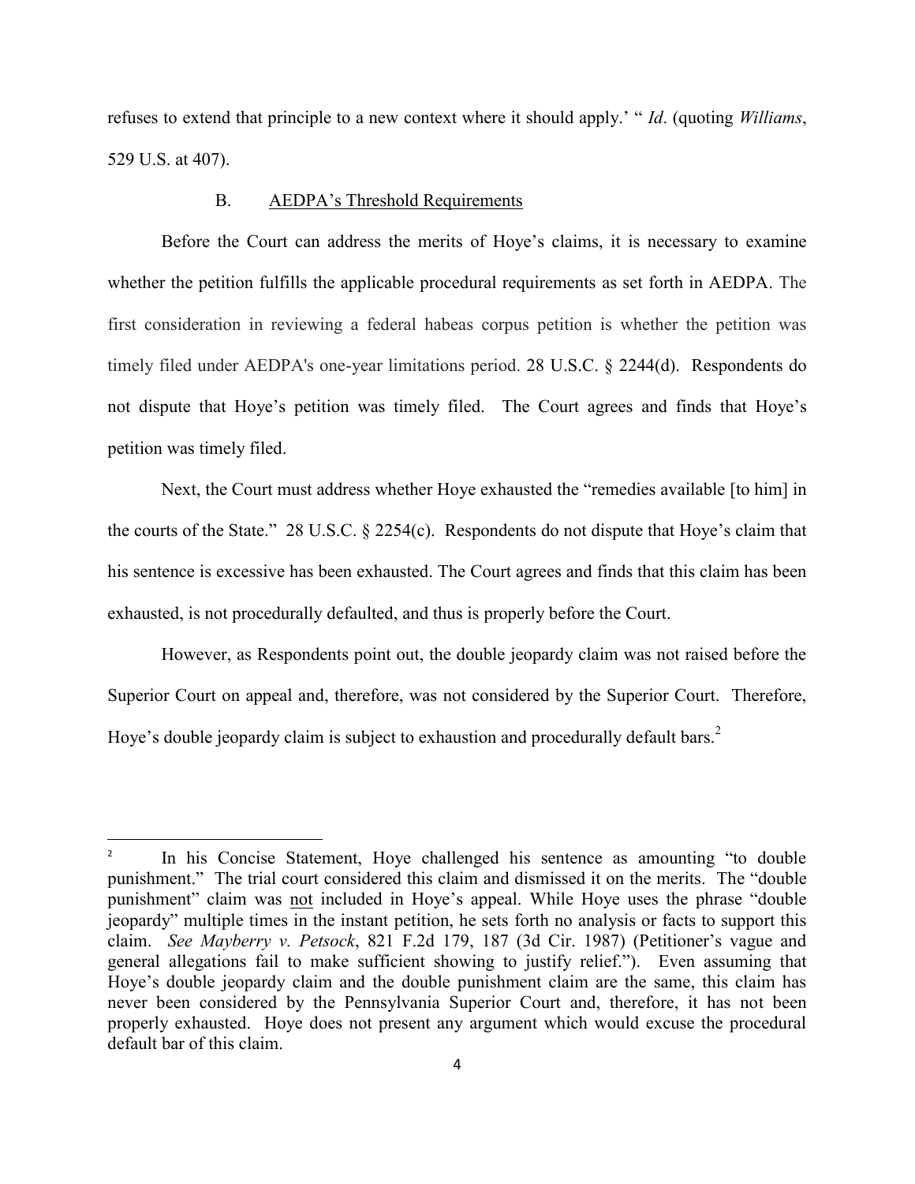refuses to extend that principle to a new context where it should apply.' " *Id*. (quoting *Williams*, 529 U.S. at 407).

### B. AEDPA's Threshold Requirements

Before the Court can address the merits of Hoye's claims, it is necessary to examine whether the petition fulfills the applicable procedural requirements as set forth in AEDPA. The first consideration in reviewing a federal habeas corpus petition is whether the petition was timely filed under AEDPA's one-year limitations period. 28 U.S.C. § 2244(d). Respondents do not dispute that Hoye's petition was timely filed. The Court agrees and finds that Hoye's petition was timely filed.

Next, the Court must address whether Hoye exhausted the "remedies available [to him] in the courts of the State." 28 U.S.C. § 2254(c). Respondents do not dispute that Hoye's claim that his sentence is excessive has been exhausted. The Court agrees and finds that this claim has been exhausted, is not procedurally defaulted, and thus is properly before the Court.

However, as Respondents point out, the double jeopardy claim was not raised before the Superior Court on appeal and, therefore, was not considered by the Superior Court. Therefore, Hoye's double jeopardy claim is subject to exhaustion and procedurally default bars.[2]

---

[2] In his Concise Statement, Hoye challenged his sentence as amounting "to double punishment." The trial court considered this claim and dismissed it on the merits. The "double punishment" claim was <u>not</u> included in Hoye's appeal. While Hoye uses the phrase "double jeopardy" multiple times in the instant petition, he sets forth no analysis or facts to support this claim. *See Mayberry v. Petsock*, 821 F.2d 179, 187 (3d Cir. 1987) (Petitioner's vague and general allegations fail to make sufficient showing to justify relief."). Even assuming that Hoye's double jeopardy claim and the double punishment claim are the same, this claim has never been considered by the Pennsylvania Superior Court and, therefore, it has not been properly exhausted. Hoye does not present any argument which would excuse the procedural default bar of this claim.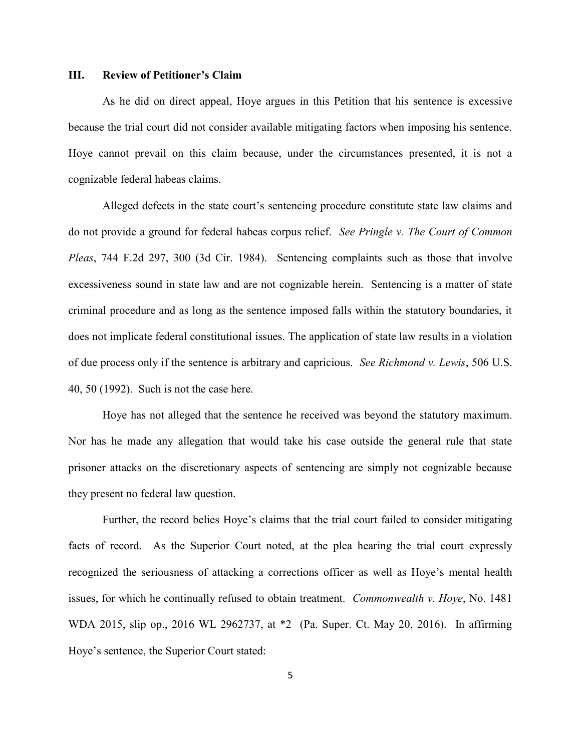### III. Review of Petitioner's Claim

As he did on direct appeal, Hoye argues in this Petition that his sentence is excessive because the trial court did not consider available mitigating factors when imposing his sentence. Hoye cannot prevail on this claim because, under the circumstances presented, it is not a cognizable federal habeas claims.

Alleged defects in the state court's sentencing procedure constitute state law claims and do not provide a ground for federal habeas corpus relief. *See Pringle v. The Court of Common Pleas*, 744 F.2d 297, 300 (3d Cir. 1984). Sentencing complaints such as those that involve excessiveness sound in state law and are not cognizable herein. Sentencing is a matter of state criminal procedure and as long as the sentence imposed falls within the statutory boundaries, it does not implicate federal constitutional issues. The application of state law results in a violation of due process only if the sentence is arbitrary and capricious. *See Richmond v. Lewis*, 506 U.S. 40, 50 (1992). Such is not the case here.

Hoye has not alleged that the sentence he received was beyond the statutory maximum. Nor has he made any allegation that would take his case outside the general rule that state prisoner attacks on the discretionary aspects of sentencing are simply not cognizable because they present no federal law question.

Further, the record belies Hoye's claims that the trial court failed to consider mitigating facts of record. As the Superior Court noted, at the plea hearing the trial court expressly recognized the seriousness of attacking a corrections officer as well as Hoye's mental health issues, for which he continually refused to obtain treatment. *Commonwealth v. Hoye*, No. 1481 WDA 2015, slip op., 2016 WL 2962737, at *2 (Pa. Super. Ct. May 20, 2016). In affirming Hoye's sentence, the Superior Court stated: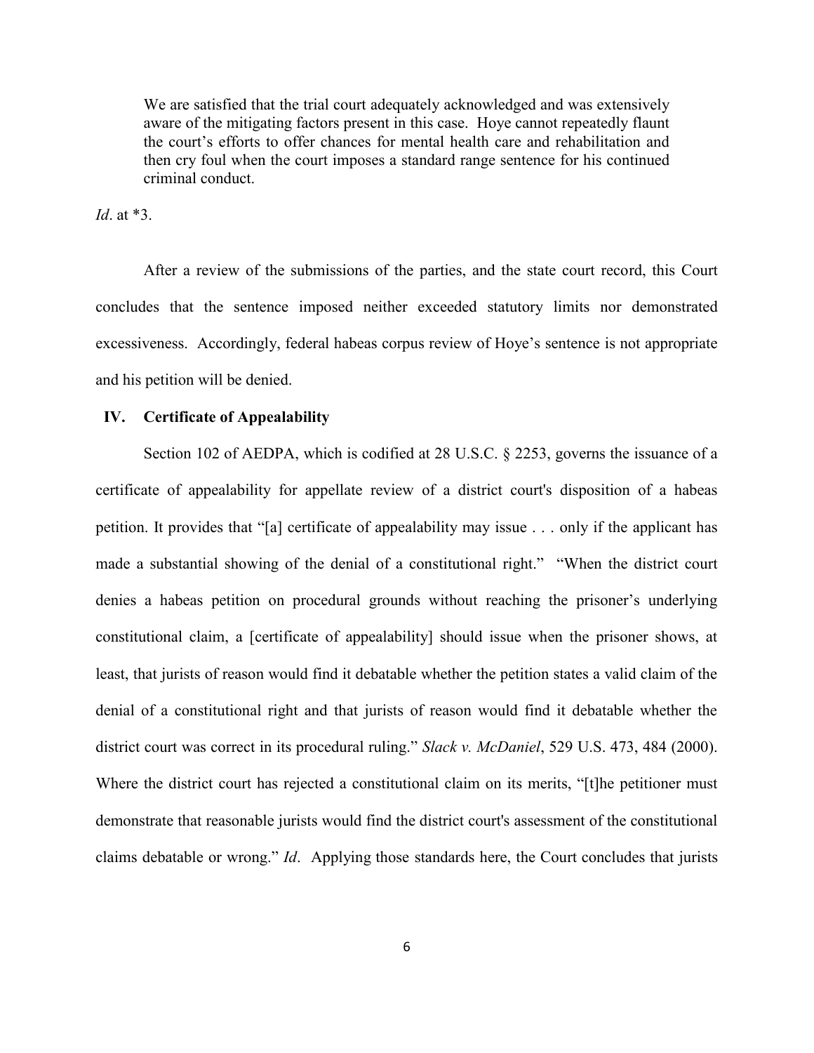> We are satisfied that the trial court adequately acknowledged and was extensively aware of the mitigating factors present in this case. Hoye cannot repeatedly flaunt the court's efforts to offer chances for mental health care and rehabilitation and then cry foul when the court imposes a standard range sentence for his continued criminal conduct.

*Id*. at *3.

After a review of the submissions of the parties, and the state court record, this Court concludes that the sentence imposed neither exceeded statutory limits nor demonstrated excessiveness. Accordingly, federal habeas corpus review of Hoye's sentence is not appropriate and his petition will be denied.

## IV. Certificate of Appealability

Section 102 of AEDPA, which is codified at 28 U.S.C. § 2253, governs the issuance of a certificate of appealability for appellate review of a district court's disposition of a habeas petition. It provides that "[a] certificate of appealability may issue . . . only if the applicant has made a substantial showing of the denial of a constitutional right." "When the district court denies a habeas petition on procedural grounds without reaching the prisoner's underlying constitutional claim, a [certificate of appealability] should issue when the prisoner shows, at least, that jurists of reason would find it debatable whether the petition states a valid claim of the denial of a constitutional right and that jurists of reason would find it debatable whether the district court was correct in its procedural ruling." *Slack v. McDaniel*, 529 U.S. 473, 484 (2000). Where the district court has rejected a constitutional claim on its merits, "[t]he petitioner must demonstrate that reasonable jurists would find the district court's assessment of the constitutional claims debatable or wrong." *Id*. Applying those standards here, the Court concludes that jurists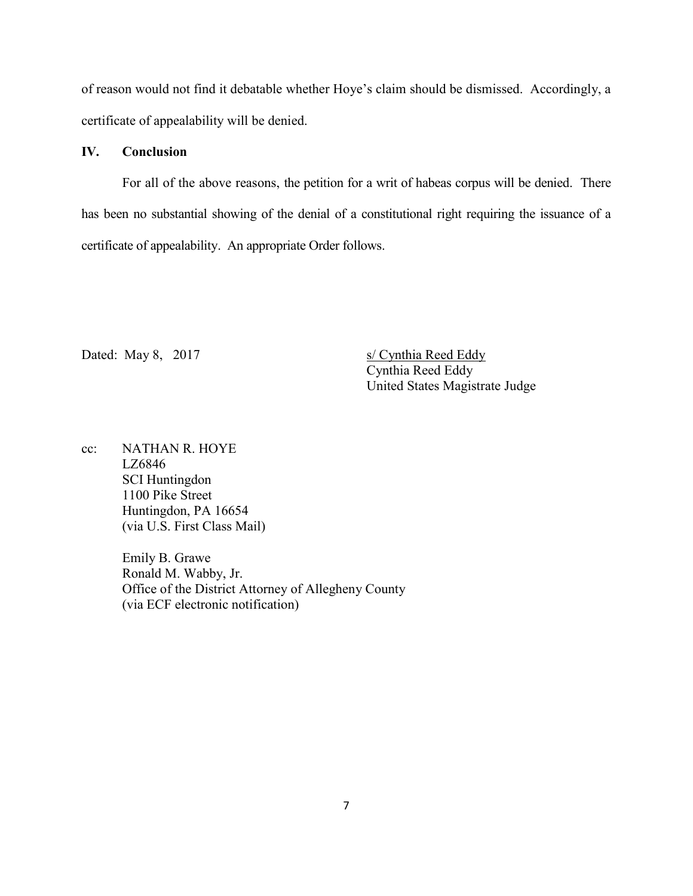of reason would not find it debatable whether Hoye's claim should be dismissed. Accordingly, a certificate of appealability will be denied.

## IV. Conclusion

For all of the above reasons, the petition for a writ of habeas corpus will be denied. There has been no substantial showing of the denial of a constitutional right requiring the issuance of a certificate of appealability. An appropriate Order follows.

Dated: May 8, 2017

s/ Cynthia Reed Eddy
Cynthia Reed Eddy
United States Magistrate Judge

cc: NATHAN R. HOYE
LZ6846
SCI Huntingdon
1100 Pike Street
Huntingdon, PA 16654
(via U.S. First Class Mail)

Emily B. Grawe
Ronald M. Wabby, Jr.
Office of the District Attorney of Allegheny County
(via ECF electronic notification)